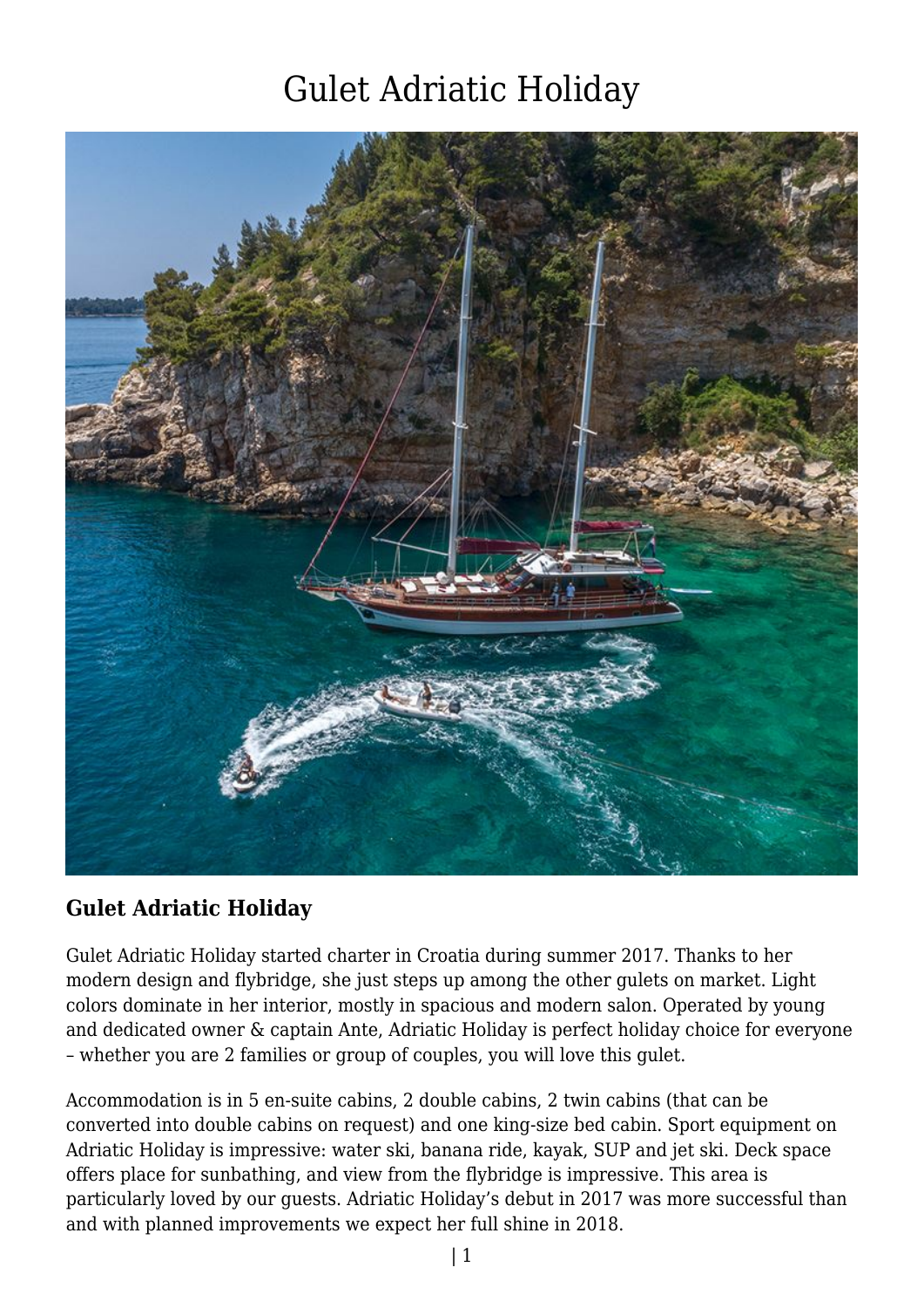# Gulet Adriatic Holiday

**Gulet Adriatic Holiday**

Gulet Adriatic Holiday started charter in Croatia during summer 2017. Thanks to her modern design and flybridge, she just steps up among the other gulets on market. Light colors dominate in her interior, mostly in spacious and modern salon. Operated by young and dedicated owner & captain Ante, Adriatic Holiday is perfect holiday choice for everyone – whether you are 2 families or group of couples, you will love this gulet.

Accommodation is in 5 en-suite cabins, 2 double cabins, 2 twin cabins (that can be converted into double cabins on request) and one king-size bed cabin. Sport equipment on Adriatic Holiday is impressive: water ski, banana ride, kayak, SUP and jet ski. Deck space offers place for sunbathing, and view from the flybridge is impressive. This area is particularly loved by our guests. Adriatic Holiday's debut in 2017 was more successful than and with planned improvements we expect her full shine in 2018.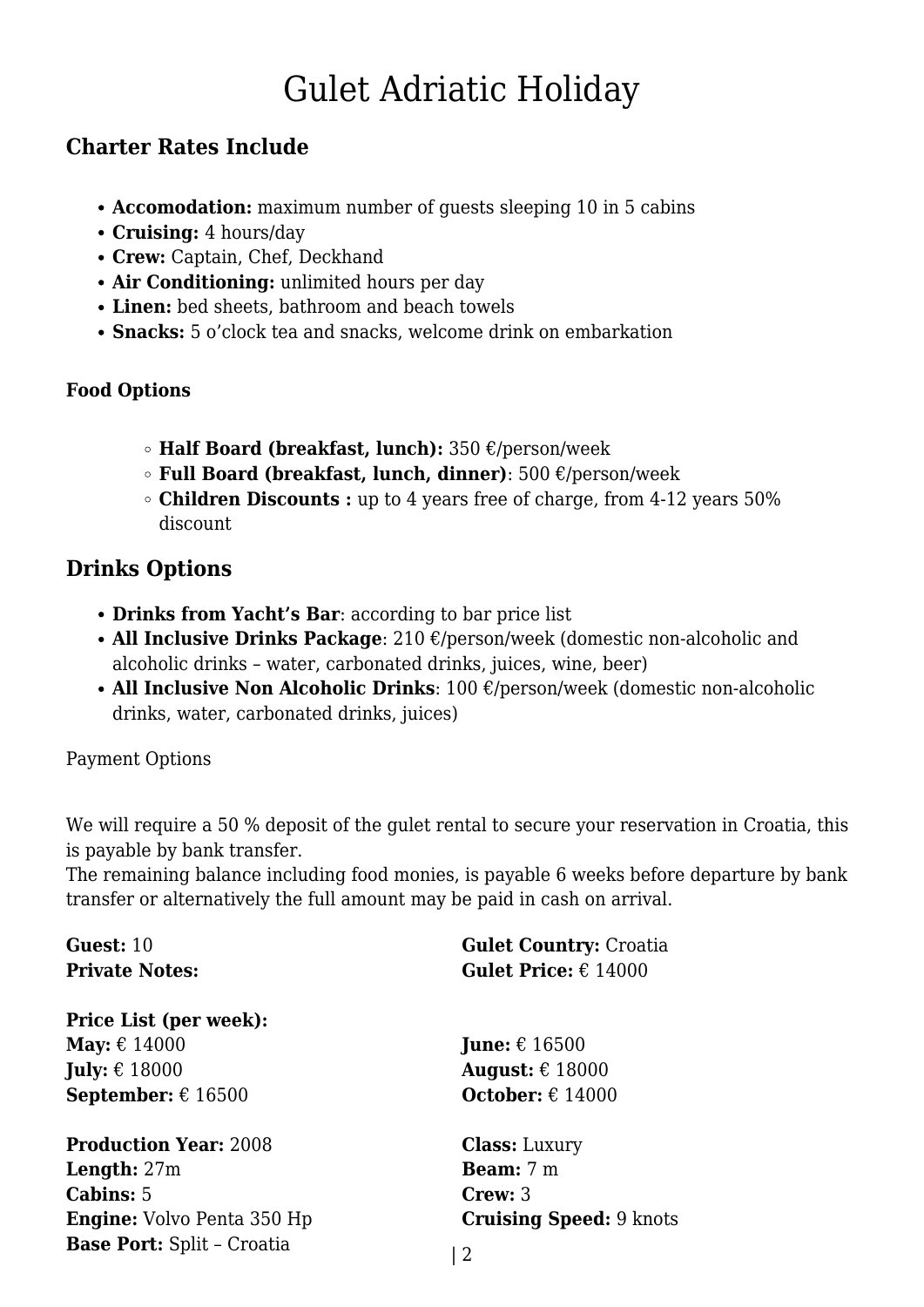# Gulet Adriatic Holiday

## Charter Rates Include

- **Accomodation:** maximum number of guests sleeping 10 in 5 cabins
- **Cruising:** 4 hours/day
- **Crew:** Captain, Chef, Deckhand
- **Air Conditioning:** unlimited hours per day
- **Linen:** bed sheets, bathroom and beach towels
- **Snacks:** 5 o'clock tea and snacks, welcome drink on embarkation

#### Food Options

- **Half Board (breakfast, lunch):** 350 €/person/week
- **Full Board (breakfast, lunch, dinner)**: 500 €/person/week
- **Children Discounts :** up to 4 years free of charge, from 4-12 years 50% discount

## Drinks Options

- **Drinks from Yacht's Bar**: according to bar price list
- **All Inclusive Drinks Package**: 210 €/person/week (domestic non-alcoholic and alcoholic drinks – water, carbonated drinks, juices, wine, beer)
- **All Inclusive Non Alcoholic Drinks**: 100 €/person/week (domestic non-alcoholic drinks, water, carbonated drinks, juices)

Payment Options

We will require a 50 % deposit of the gulet rental to secure your reservation in Croatia, this is payable by bank transfer.
The remaining balance including food monies, is payable 6 weeks before departure by bank transfer or alternatively the full amount may be paid in cash on arrival.

**Guest:** 10
**Private Notes:**

**Gulet Country:** Croatia
**Gulet Price:** € 14000

**Price List (per week):**
**May:** € 14000
**June:** € 16500
**July:** € 18000
**August:** € 18000
**September:** € 16500
**October:** € 14000

**Production Year:** 2008
**Class:** Luxury
**Length:** 27m
**Beam:** 7 m
**Cabins:** 5
**Crew:** 3
**Engine:** Volvo Penta 350 Hp
**Cruising Speed:** 9 knots
**Base Port:** Split – Croatia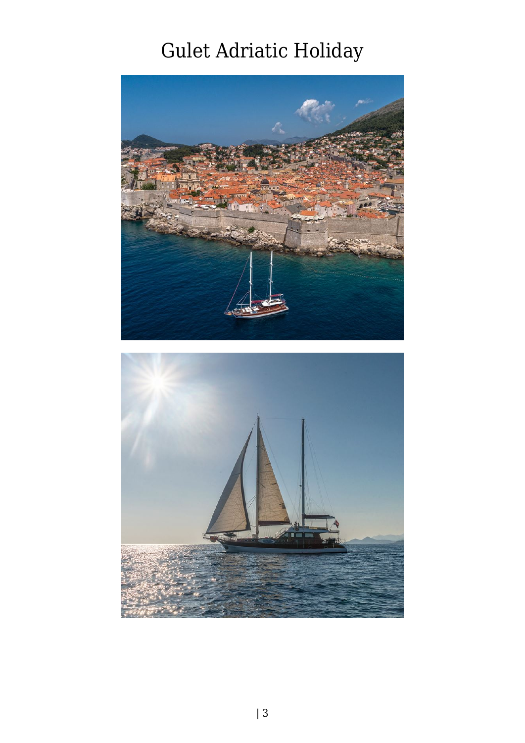# Gulet Adriatic Holiday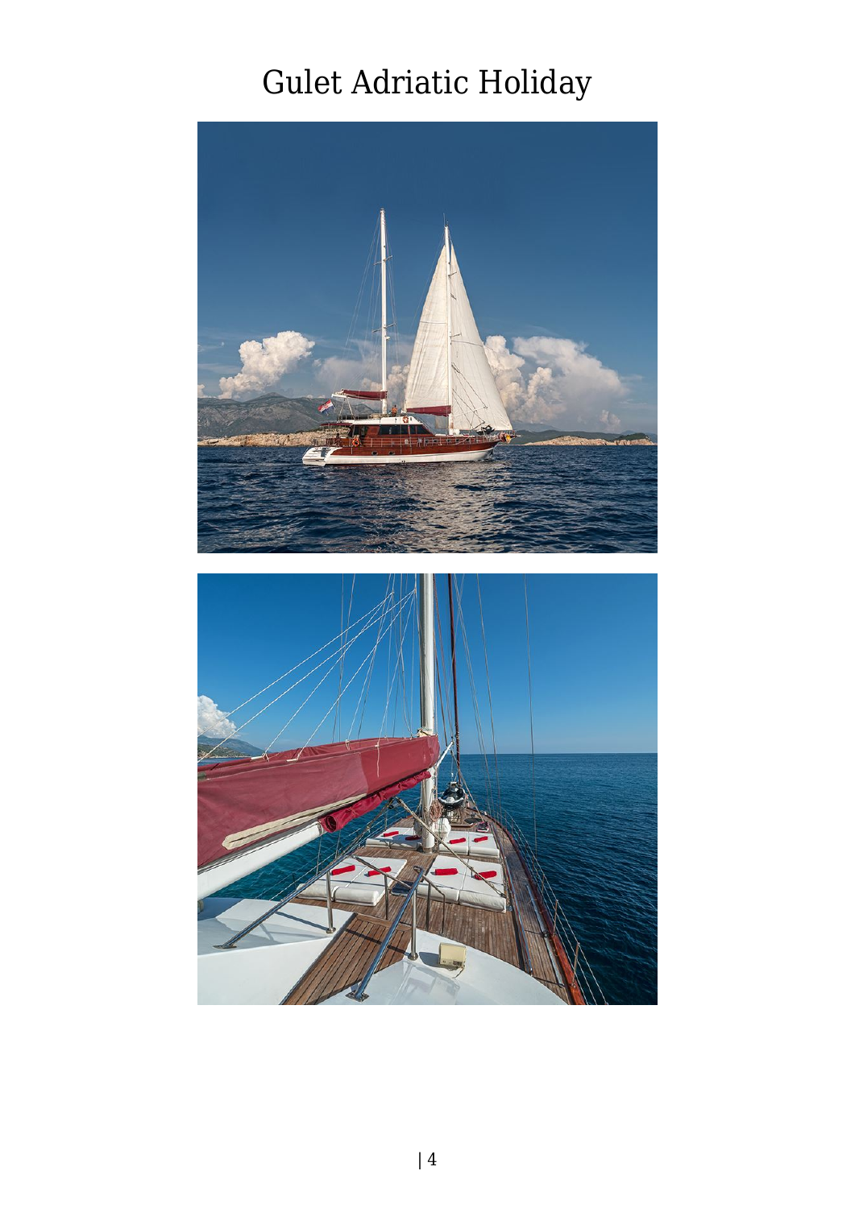# Gulet Adriatic Holiday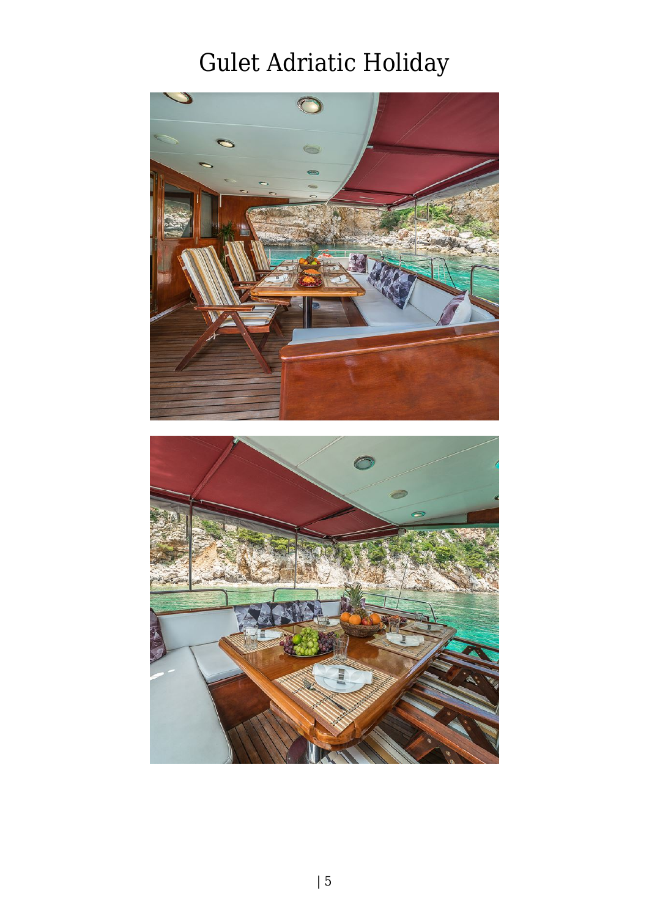# Gulet Adriatic Holiday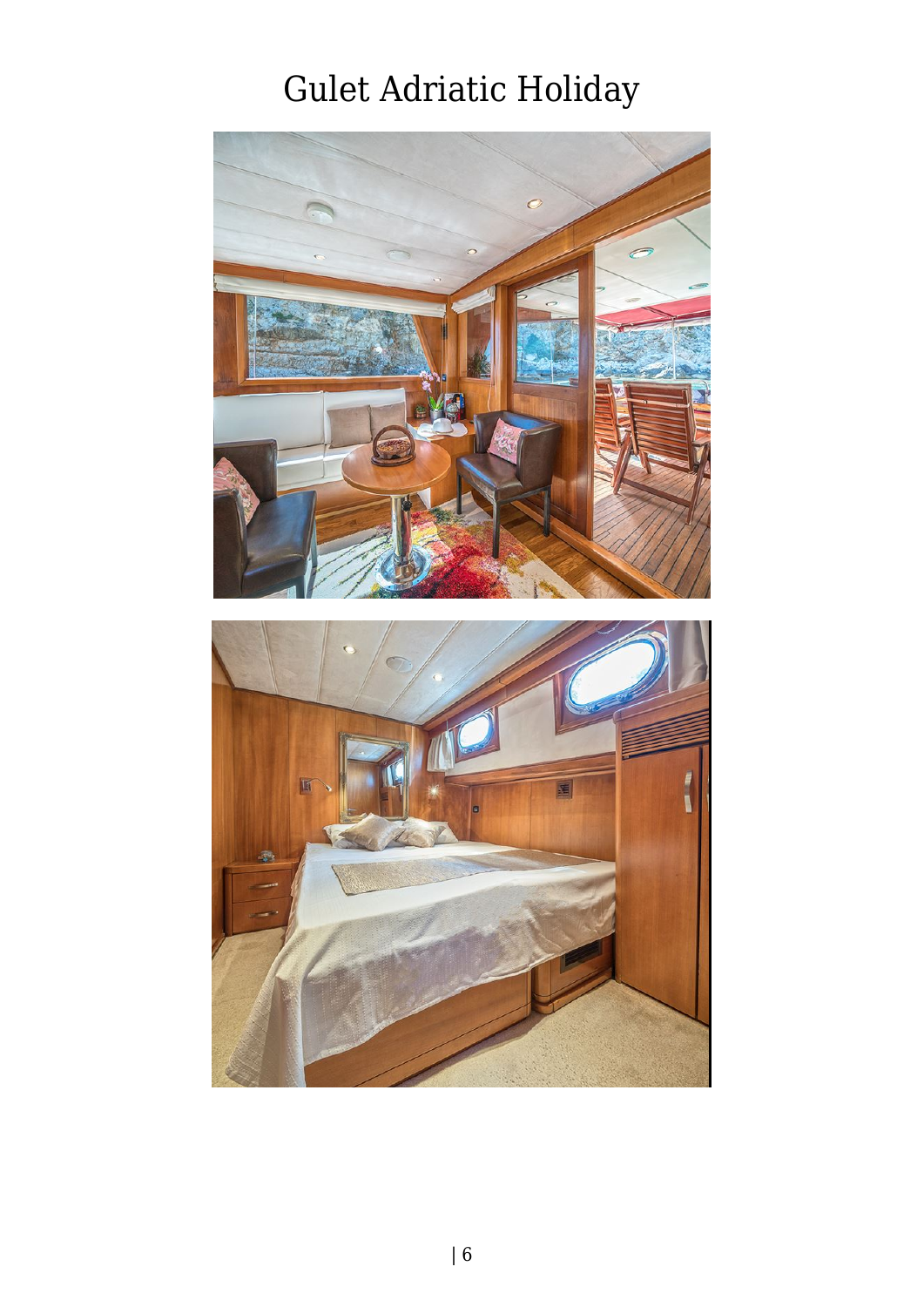# Gulet Adriatic Holiday